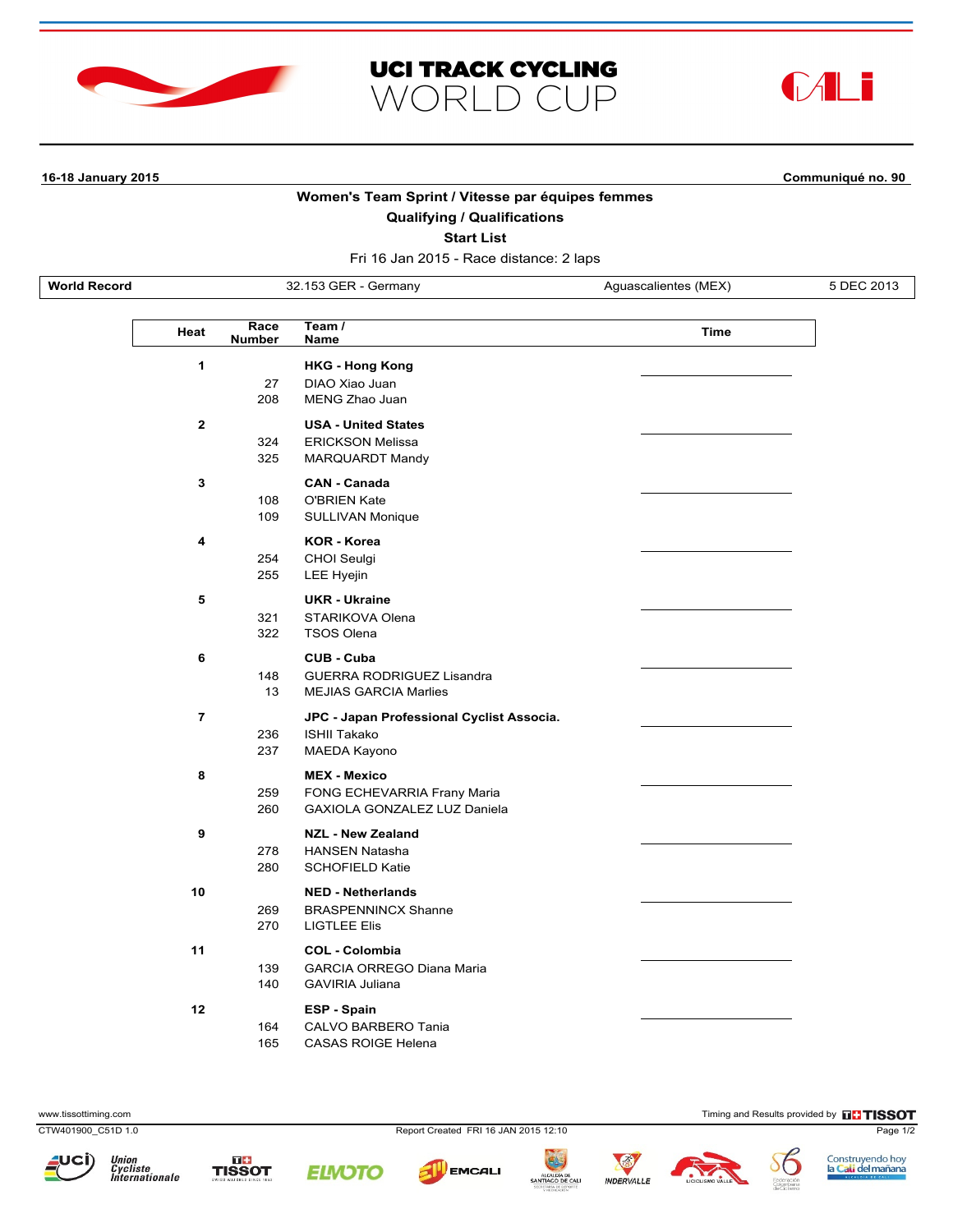# UCI TRACK CYCLING WORLD CUP

**16-18 January 2015** **Communiqué no. 90**

## Women's Team Sprint / Vitesse par équipes femmes

### Qualifying / Qualifications

### Start List

Fri 16 Jan 2015 - Race distance: 2 laps

| World Record | 32.153 GER - Germany | Aguascalientes (MEX) | 5 DEC 2013 |
|---|---|---|---|

| Heat | Race Number | Team / Name | Time |
|---|---|---|---|
| 1 | | **HKG - Hong Kong** | |
| | 27 | DIAO Xiao Juan | |
| | 208 | MENG Zhao Juan | |
| 2 | | **USA - United States** | |
| | 324 | ERICKSON Melissa | |
| | 325 | MARQUARDT Mandy | |
| 3 | | **CAN - Canada** | |
| | 108 | O'BRIEN Kate | |
| | 109 | SULLIVAN Monique | |
| 4 | | **KOR - Korea** | |
| | 254 | CHOI Seulgi | |
| | 255 | LEE Hyejin | |
| 5 | | **UKR - Ukraine** | |
| | 321 | STARIKOVA Olena | |
| | 322 | TSOS Olena | |
| 6 | | **CUB - Cuba** | |
| | 148 | GUERRA RODRIGUEZ Lisandra | |
| | 13 | MEJIAS GARCIA Marlies | |
| 7 | | **JPC - Japan Professional Cyclist Associa.** | |
| | 236 | ISHII Takako | |
| | 237 | MAEDA Kayono | |
| 8 | | **MEX - Mexico** | |
| | 259 | FONG ECHEVARRIA Frany Maria | |
| | 260 | GAXIOLA GONZALEZ LUZ Daniela | |
| 9 | | **NZL - New Zealand** | |
| | 278 | HANSEN Natasha | |
| | 280 | SCHOFIELD Katie | |
| 10 | | **NED - Netherlands** | |
| | 269 | BRASPENNINCX Shanne | |
| | 270 | LIGTLEE Elis | |
| 11 | | **COL - Colombia** | |
| | 139 | GARCIA ORREGO Diana Maria | |
| | 140 | GAVIRIA Juliana | |
| 12 | | **ESP - Spain** | |
| | 164 | CALVO BARBERO Tania | |
| | 165 | CASAS ROIGE Helena | |

www.tissottiming.com Timing and Results provided by TISSOT

CTW401900_C51D 1.0 Report Created FRI 16 JAN 2015 12:10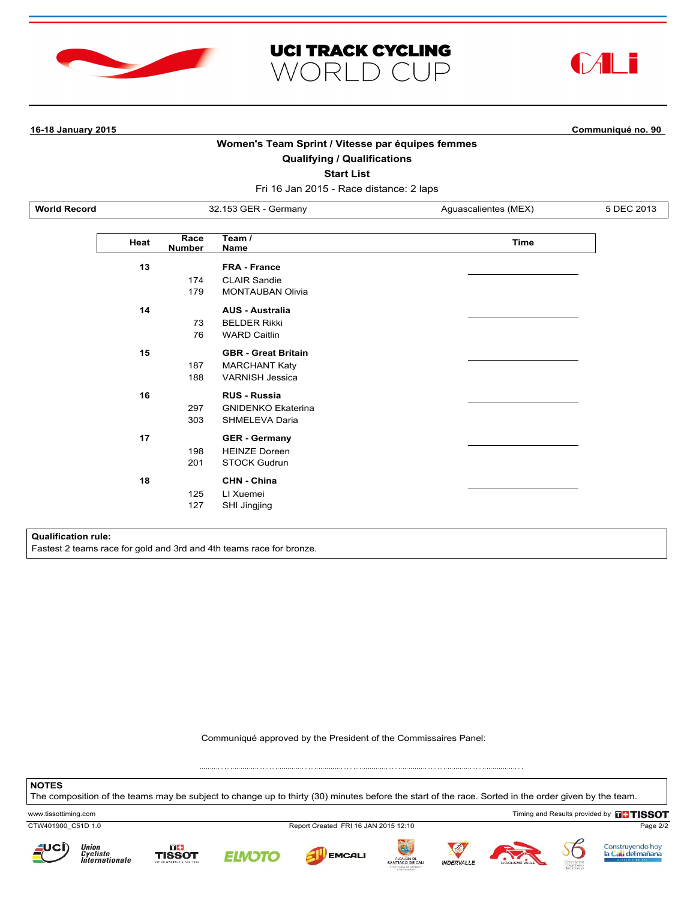# UCI TRACK CYCLING WORLD CUP

**16-18 January 2015** **Communiqué no. 90**

## Women's Team Sprint / Vitesse par équipes femmes

**Qualifying / Qualifications**

**Start List**

Fri 16 Jan 2015 - Race distance: 2 laps

| World Record | 32.153 GER - Germany | Aguascalientes (MEX) | 5 DEC 2013 |
|---|---|---|---|

| Heat | Race Number | Team / Name | Time |
|---|---|---|---|
| 13 | | **FRA - France** | |
| | 174 | CLAIR Sandie | |
| | 179 | MONTAUBAN Olivia | |
| 14 | | **AUS - Australia** | |
| | 73 | BELDER Rikki | |
| | 76 | WARD Caitlin | |
| 15 | | **GBR - Great Britain** | |
| | 187 | MARCHANT Katy | |
| | 188 | VARNISH Jessica | |
| 16 | | **RUS - Russia** | |
| | 297 | GNIDENKO Ekaterina | |
| | 303 | SHMELEVA Daria | |
| 17 | | **GER - Germany** | |
| | 198 | HEINZE Doreen | |
| | 201 | STOCK Gudrun | |
| 18 | | **CHN - China** | |
| | 125 | LI Xuemei | |
| | 127 | SHI Jingjing | |

**Qualification rule:**
Fastest 2 teams race for gold and 3rd and 4th teams race for bronze.

Communiqué approved by the President of the Commissaires Panel:

**NOTES**
The composition of the teams may be subject to change up to thirty (30) minutes before the start of the race. Sorted in the order given by the team.

www.tissottiming.com Timing and Results provided by TISSOT

CTW401900_C51D 1.0 Report Created FRI 16 JAN 2015 12:10